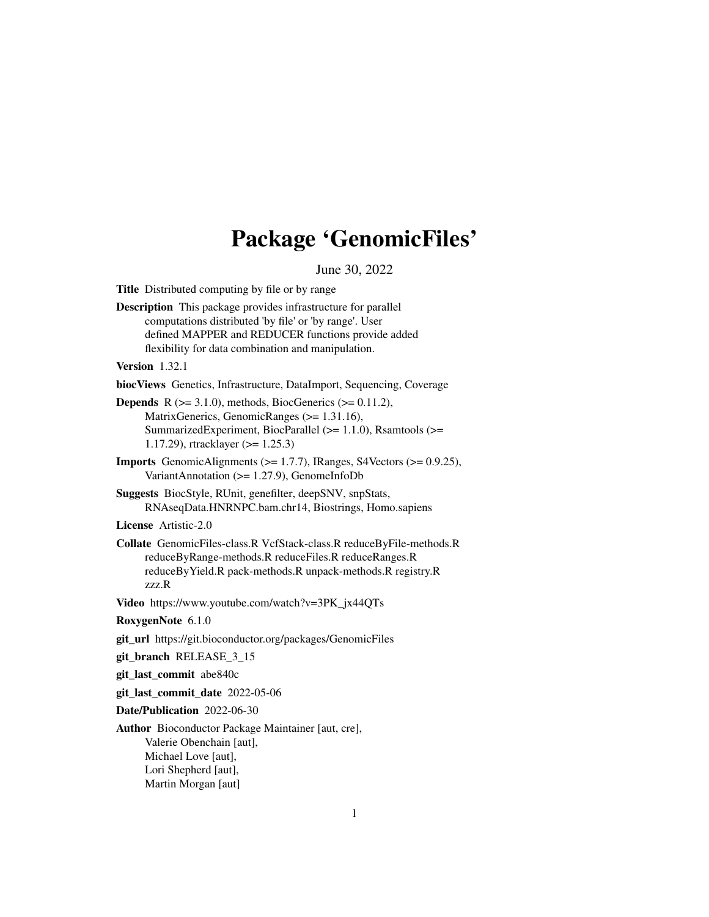# Package 'GenomicFiles'

June 30, 2022

**Title** Distributed computing by file or by range

**Description** This package provides infrastructure for parallel computations distributed 'by file' or 'by range'. User defined MAPPER and REDUCER functions provide added flexibility for data combination and manipulation.

**Version** 1.32.1

**biocViews** Genetics, Infrastructure, DataImport, Sequencing, Coverage

**Depends** R (>= 3.1.0), methods, BiocGenerics (>= 0.11.2), MatrixGenerics, GenomicRanges (>= 1.31.16), SummarizedExperiment, BiocParallel (>= 1.1.0), Rsamtools (>= 1.17.29), rtracklayer (>= 1.25.3)

**Imports** GenomicAlignments (>= 1.7.7), IRanges, S4Vectors (>= 0.9.25), VariantAnnotation (>= 1.27.9), GenomeInfoDb

**Suggests** BiocStyle, RUnit, genefilter, deepSNV, snpStats, RNAseqData.HNRNPC.bam.chr14, Biostrings, Homo.sapiens

**License** Artistic-2.0

**Collate** GenomicFiles-class.R VcfStack-class.R reduceByFile-methods.R reduceByRange-methods.R reduceFiles.R reduceRanges.R reduceByYield.R pack-methods.R unpack-methods.R registry.R zzz.R

**Video** https://www.youtube.com/watch?v=3PK_jx44QTs

**RoxygenNote** 6.1.0

**git_url** https://git.bioconductor.org/packages/GenomicFiles

**git_branch** RELEASE_3_15

**git_last_commit** abe840c

**git_last_commit_date** 2022-05-06

**Date/Publication** 2022-06-30

**Author** Bioconductor Package Maintainer [aut, cre], Valerie Obenchain [aut], Michael Love [aut], Lori Shepherd [aut], Martin Morgan [aut]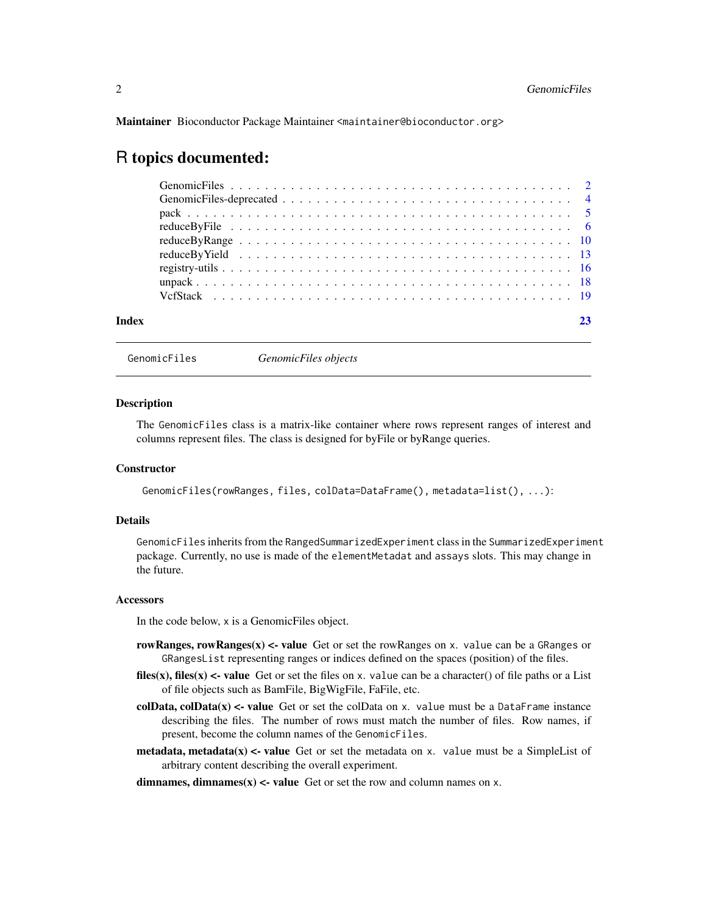**Maintainer** Bioconductor Package Maintainer <maintainer@bioconductor.org>

# R topics documented:

| | |
|---|---|
| GenomicFiles | 2 |
| GenomicFiles-deprecated | 4 |
| pack | 5 |
| reduceByFile | 6 |
| reduceByRange | 10 |
| reduceByYield | 13 |
| registry-utils | 16 |
| unpack | 18 |
| VcfStack | 19 |
| **Index** | **23** |

---

GenomicFiles &nbsp;&nbsp;&nbsp;&nbsp; *GenomicFiles objects*

---

### Description

The GenomicFiles class is a matrix-like container where rows represent ranges of interest and columns represent files. The class is designed for byFile or byRange queries.

### Constructor

```
GenomicFiles(rowRanges, files, colData=DataFrame(), metadata=list(), ...):
```

### Details

GenomicFiles inherits from the RangedSummarizedExperiment class in the SummarizedExperiment package. Currently, no use is made of the elementMetadat and assays slots. This may change in the future.

### Accessors

In the code below, x is a GenomicFiles object.

**rowRanges, rowRanges(x) <- value** Get or set the rowRanges on x. value can be a GRanges or GRangesList representing ranges or indices defined on the spaces (position) of the files.

**files(x), files(x) <- value** Get or set the files on x. value can be a character() of file paths or a List of file objects such as BamFile, BigWigFile, FaFile, etc.

**colData, colData(x) <- value** Get or set the colData on x. value must be a DataFrame instance describing the files. The number of rows must match the number of files. Row names, if present, become the column names of the GenomicFiles.

**metadata, metadata(x) <- value** Get or set the metadata on x. value must be a SimpleList of arbitrary content describing the overall experiment.

**dimnames, dimnames(x) <- value** Get or set the row and column names on x.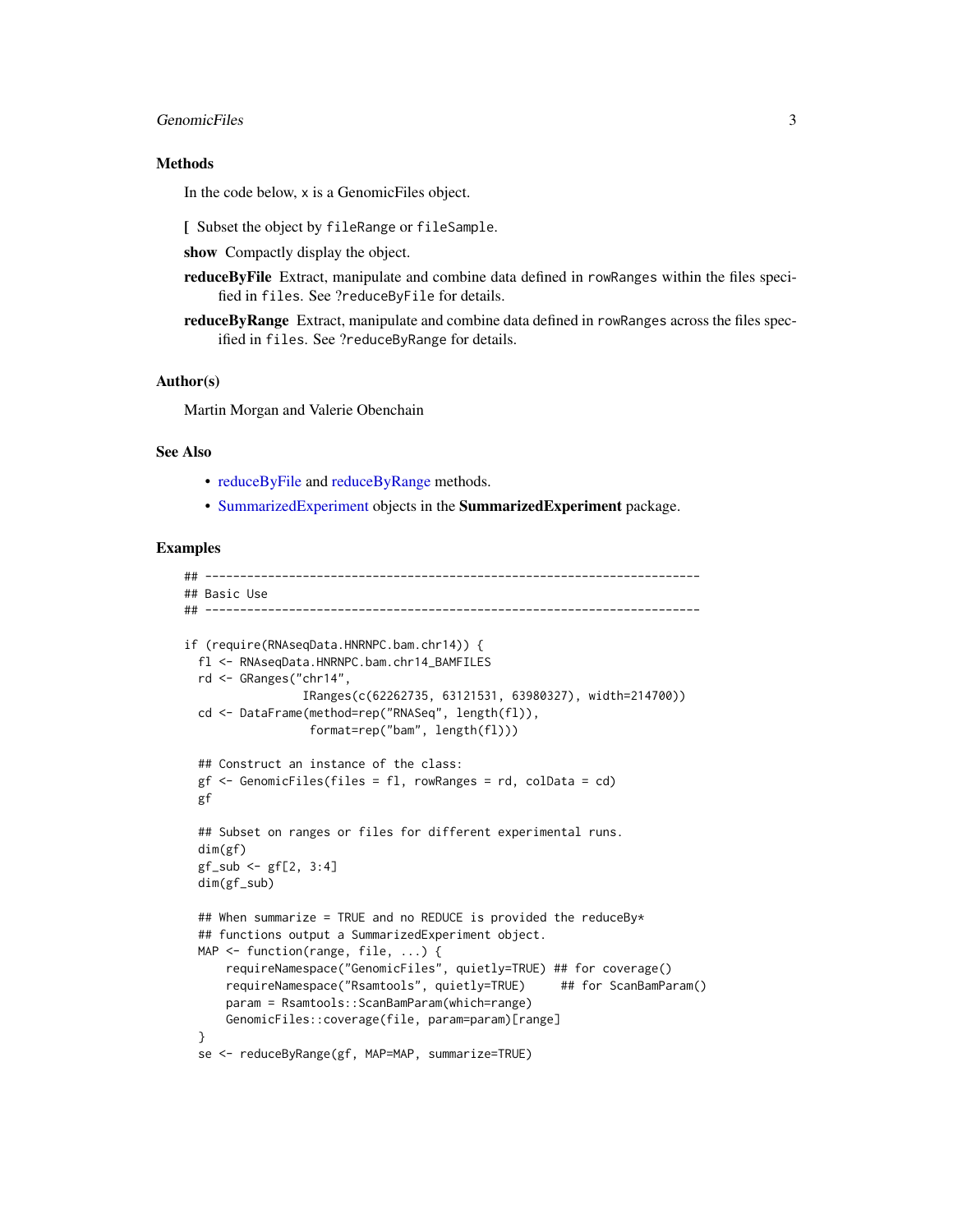## Methods

In the code below, x is a GenomicFiles object.

**[** Subset the object by `fileRange` or `fileSample`.

**show** Compactly display the object.

**reduceByFile** Extract, manipulate and combine data defined in `rowRanges` within the files specified in `files`. See ?`reduceByFile` for details.

**reduceByRange** Extract, manipulate and combine data defined in `rowRanges` across the files specified in `files`. See ?`reduceByRange` for details.

## Author(s)

Martin Morgan and Valerie Obenchain

## See Also

- reduceByFile and reduceByRange methods.
- SummarizedExperiment objects in the **SummarizedExperiment** package.

## Examples

```
## -----------------------------------------------------------------------
## Basic Use
## -----------------------------------------------------------------------

if (require(RNAseqData.HNRNPC.bam.chr14)) {
  fl <- RNAseqData.HNRNPC.bam.chr14_BAMFILES
  rd <- GRanges("chr14",
                IRanges(c(62262735, 63121531, 63980327), width=214700))
  cd <- DataFrame(method=rep("RNASeq", length(fl)),
                  format=rep("bam", length(fl)))

  ## Construct an instance of the class:
  gf <- GenomicFiles(files = fl, rowRanges = rd, colData = cd)
  gf

  ## Subset on ranges or files for different experimental runs.
  dim(gf)
  gf_sub <- gf[2, 3:4]
  dim(gf_sub)

  ## When summarize = TRUE and no REDUCE is provided the reduceBy*
  ## functions output a SummarizedExperiment object.
  MAP <- function(range, file, ...) {
      requireNamespace("GenomicFiles", quietly=TRUE) ## for coverage()
      requireNamespace("Rsamtools", quietly=TRUE)     ## for ScanBamParam()
      param = Rsamtools::ScanBamParam(which=range)
      GenomicFiles::coverage(file, param=param)[range]
  }
  se <- reduceByRange(gf, MAP=MAP, summarize=TRUE)
```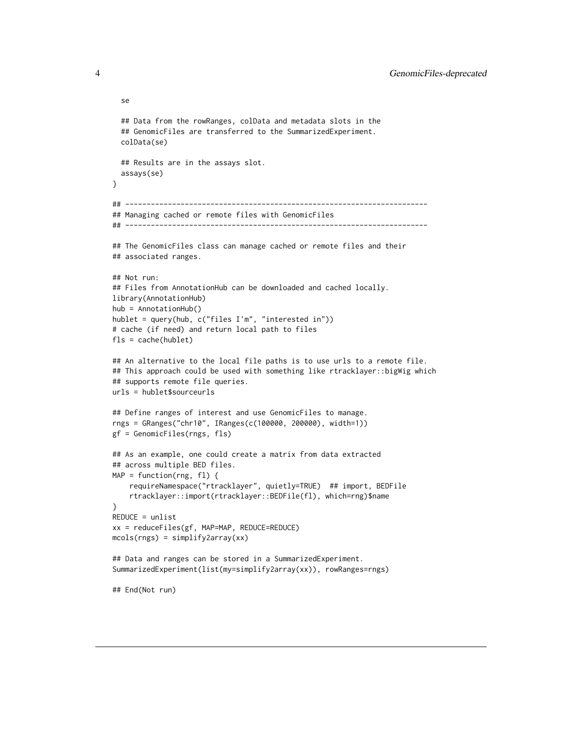```
  se

  ## Data from the rowRanges, colData and metadata slots in the
  ## GenomicFiles are transferred to the SummarizedExperiment.
  colData(se)

  ## Results are in the assays slot.
  assays(se)
}

## -----------------------------------------------------------------------
## Managing cached or remote files with GenomicFiles
## -----------------------------------------------------------------------

## The GenomicFiles class can manage cached or remote files and their
## associated ranges.

## Not run:
## Files from AnnotationHub can be downloaded and cached locally.
library(AnnotationHub)
hub = AnnotationHub()
hublet = query(hub, c("files I'm", "interested in"))
# cache (if need) and return local path to files
fls = cache(hublet)

## An alternative to the local file paths is to use urls to a remote file.
## This approach could be used with something like rtracklayer::bigWig which
## supports remote file queries.
urls = hublet$sourceurls

## Define ranges of interest and use GenomicFiles to manage.
rngs = GRanges("chr10", IRanges(c(100000, 200000), width=1))
gf = GenomicFiles(rngs, fls)

## As an example, one could create a matrix from data extracted
## across multiple BED files.
MAP = function(rng, fl) {
    requireNamespace("rtracklayer", quietly=TRUE)  ## import, BEDFile
    rtracklayer::import(rtracklayer::BEDFile(fl), which=rng)$name
}
REDUCE = unlist
xx = reduceFiles(gf, MAP=MAP, REDUCE=REDUCE)
mcols(rngs) = simplify2array(xx)

## Data and ranges can be stored in a SummarizedExperiment.
SummarizedExperiment(list(my=simplify2array(xx)), rowRanges=rngs)

## End(Not run)
```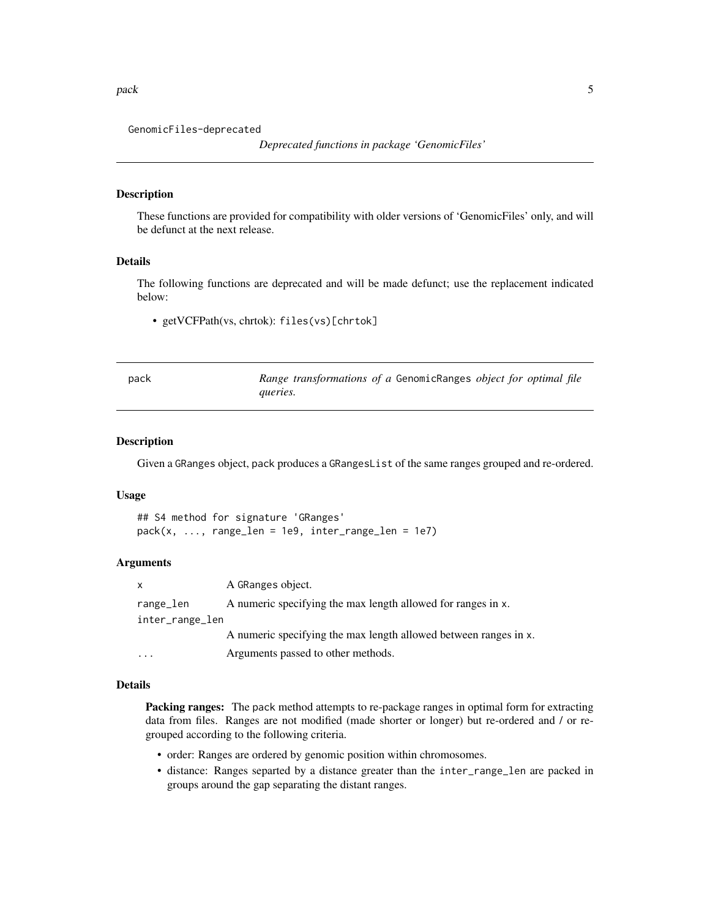GenomicFiles-deprecated

*Deprecated functions in package 'GenomicFiles'*

## Description

These functions are provided for compatibility with older versions of 'GenomicFiles' only, and will be defunct at the next release.

## Details

The following functions are deprecated and will be made defunct; use the replacement indicated below:

- getVCFPath(vs, chrtok): `files(vs)[chrtok]`

---

pack

*Range transformations of a `GenomicRanges` object for optimal file queries.*

## Description

Given a `GRanges` object, `pack` produces a `GRangesList` of the same ranges grouped and re-ordered.

## Usage

```
## S4 method for signature 'GRanges'
pack(x, ..., range_len = 1e9, inter_range_len = 1e7)
```

## Arguments

| | |
|---|---|
| `x` | A `GRanges` object. |
| `range_len` | A numeric specifying the max length allowed for ranges in `x`. |
| `inter_range_len` | A numeric specifying the max length allowed between ranges in `x`. |
| `...` | Arguments passed to other methods. |

## Details

**Packing ranges:** The `pack` method attempts to re-package ranges in optimal form for extracting data from files. Ranges are not modified (made shorter or longer) but re-ordered and / or re-grouped according to the following criteria.

- order: Ranges are ordered by genomic position within chromosomes.
- distance: Ranges separted by a distance greater than the `inter_range_len` are packed in groups around the gap separating the distant ranges.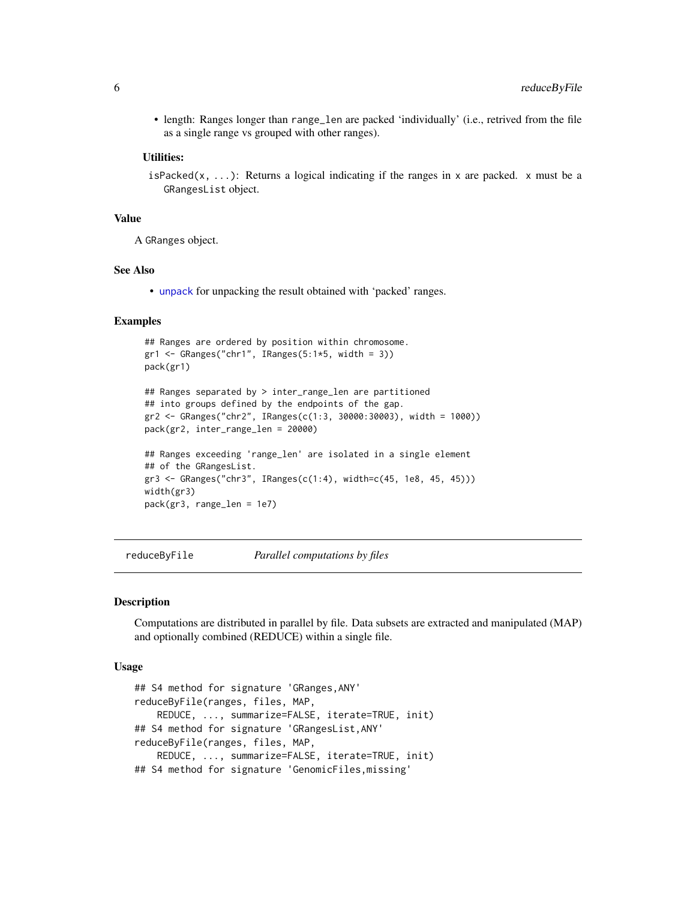- length: Ranges longer than range_len are packed 'individually' (i.e., retrived from the file as a single range vs grouped with other ranges).

**Utilities:**

isPacked(x, ...): Returns a logical indicating if the ranges in x are packed. x must be a GRangesList object.

## Value

A GRanges object.

## See Also

- unpack for unpacking the result obtained with 'packed' ranges.

## Examples

```
## Ranges are ordered by position within chromosome.
gr1 <- GRanges("chr1", IRanges(5:1*5, width = 3))
pack(gr1)

## Ranges separated by > inter_range_len are partitioned
## into groups defined by the endpoints of the gap.
gr2 <- GRanges("chr2", IRanges(c(1:3, 30000:30003), width = 1000))
pack(gr2, inter_range_len = 20000)

## Ranges exceeding 'range_len' are isolated in a single element
## of the GRangesList.
gr3 <- GRanges("chr3", IRanges(c(1:4), width=c(45, 1e8, 45, 45)))
width(gr3)
pack(gr3, range_len = 1e7)
```

---

# reduceByFile    *Parallel computations by files*

## Description

Computations are distributed in parallel by file. Data subsets are extracted and manipulated (MAP) and optionally combined (REDUCE) within a single file.

## Usage

```
## S4 method for signature 'GRanges,ANY'
reduceByFile(ranges, files, MAP,
    REDUCE, ..., summarize=FALSE, iterate=TRUE, init)
## S4 method for signature 'GRangesList,ANY'
reduceByFile(ranges, files, MAP,
    REDUCE, ..., summarize=FALSE, iterate=TRUE, init)
## S4 method for signature 'GenomicFiles,missing'
```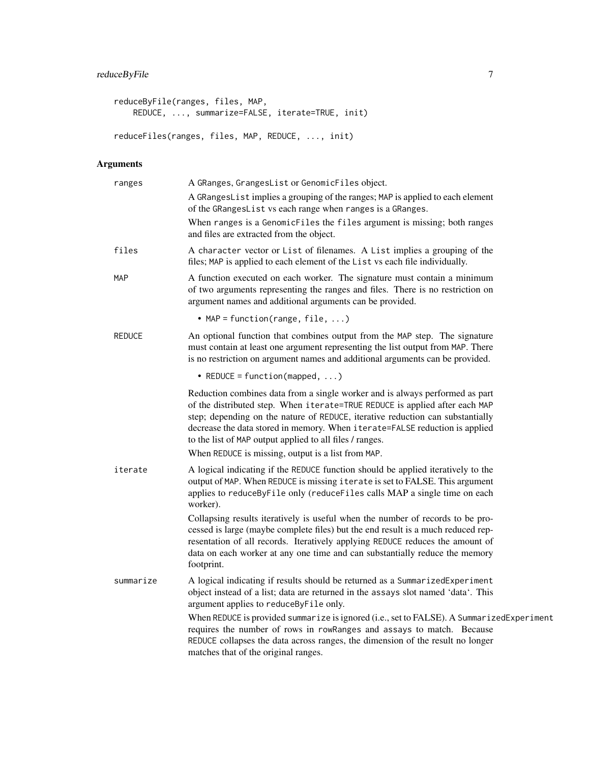```
reduceByFile(ranges, files, MAP,
    REDUCE, ..., summarize=FALSE, iterate=TRUE, init)

reduceFiles(ranges, files, MAP, REDUCE, ..., init)
```

## Arguments

**ranges**
A GRanges, GrangesList or GenomicFiles object.

A GRangesList implies a grouping of the ranges; MAP is applied to each element of the GRangesList vs each range when ranges is a GRanges.

When ranges is a GenomicFiles the files argument is missing; both ranges and files are extracted from the object.

**files**
A character vector or List of filenames. A List implies a grouping of the files; MAP is applied to each element of the List vs each file individually.

**MAP**
A function executed on each worker. The signature must contain a minimum of two arguments representing the ranges and files. There is no restriction on argument names and additional arguments can be provided.

- MAP = function(range, file, ...)

**REDUCE**
An optional function that combines output from the MAP step. The signature must contain at least one argument representing the list output from MAP. There is no restriction on argument names and additional arguments can be provided.

- REDUCE = function(mapped, ...)

Reduction combines data from a single worker and is always performed as part of the distributed step. When iterate=TRUE REDUCE is applied after each MAP step; depending on the nature of REDUCE, iterative reduction can substantially decrease the data stored in memory. When iterate=FALSE reduction is applied to the list of MAP output applied to all files / ranges.

When REDUCE is missing, output is a list from MAP.

**iterate**
A logical indicating if the REDUCE function should be applied iteratively to the output of MAP. When REDUCE is missing iterate is set to FALSE. This argument applies to reduceByFile only (reduceFiles calls MAP a single time on each worker).

Collapsing results iteratively is useful when the number of records to be processed is large (maybe complete files) but the end result is a much reduced representation of all records. Iteratively applying REDUCE reduces the amount of data on each worker at any one time and can substantially reduce the memory footprint.

**summarize**
A logical indicating if results should be returned as a SummarizedExperiment object instead of a list; data are returned in the assays slot named 'data'. This argument applies to reduceByFile only.

When REDUCE is provided summarize is ignored (i.e., set to FALSE). A SummarizedExperiment requires the number of rows in rowRanges and assays to match. Because REDUCE collapses the data across ranges, the dimension of the result no longer matches that of the original ranges.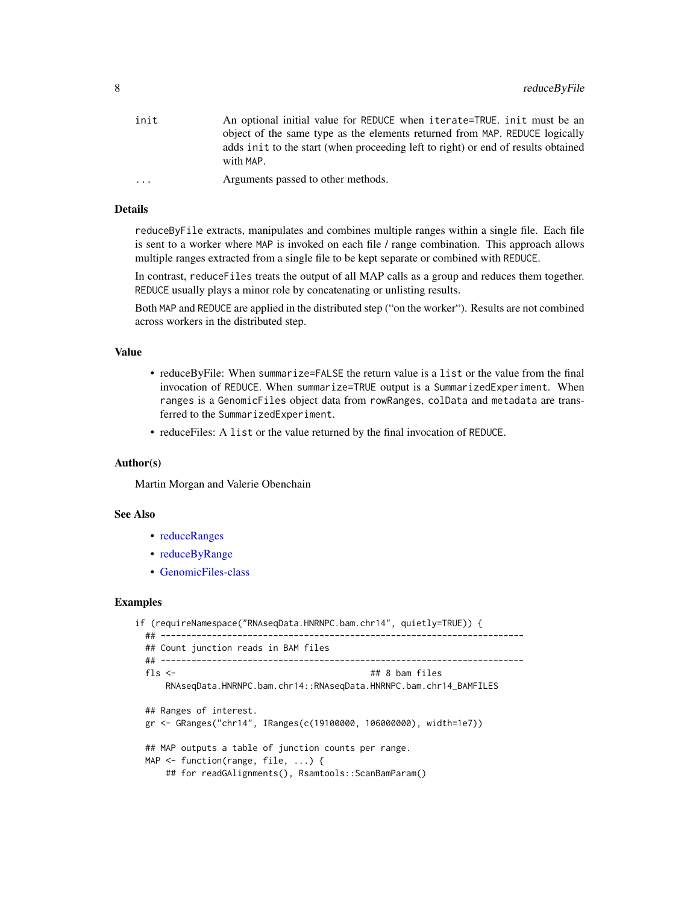| | |
|---|---|
| init | An optional initial value for REDUCE when iterate=TRUE. init must be an object of the same type as the elements returned from MAP. REDUCE logically adds init to the start (when proceeding left to right) or end of results obtained with MAP. |
| ... | Arguments passed to other methods. |

## Details

reduceByFile extracts, manipulates and combines multiple ranges within a single file. Each file is sent to a worker where MAP is invoked on each file / range combination. This approach allows multiple ranges extracted from a single file to be kept separate or combined with REDUCE.

In contrast, reduceFiles treats the output of all MAP calls as a group and reduces them together. REDUCE usually plays a minor role by concatenating or unlisting results.

Both MAP and REDUCE are applied in the distributed step ("on the worker"). Results are not combined across workers in the distributed step.

## Value

- reduceByFile: When summarize=FALSE the return value is a list or the value from the final invocation of REDUCE. When summarize=TRUE output is a SummarizedExperiment. When ranges is a GenomicFiles object data from rowRanges, colData and metadata are transferred to the SummarizedExperiment.
- reduceFiles: A list or the value returned by the final invocation of REDUCE.

## Author(s)

Martin Morgan and Valerie Obenchain

## See Also

- reduceRanges
- reduceByRange
- GenomicFiles-class

## Examples

```
if (requireNamespace("RNAseqData.HNRNPC.bam.chr14", quietly=TRUE)) {
  ## -----------------------------------------------------------------------
  ## Count junction reads in BAM files
  ## -----------------------------------------------------------------------
  fls <-                                       ## 8 bam files
      RNAseqData.HNRNPC.bam.chr14::RNAseqData.HNRNPC.bam.chr14_BAMFILES

  ## Ranges of interest.
  gr <- GRanges("chr14", IRanges(c(19100000, 106000000), width=1e7))

  ## MAP outputs a table of junction counts per range.
  MAP <- function(range, file, ...) {
      ## for readGAlignments(), Rsamtools::ScanBamParam()
```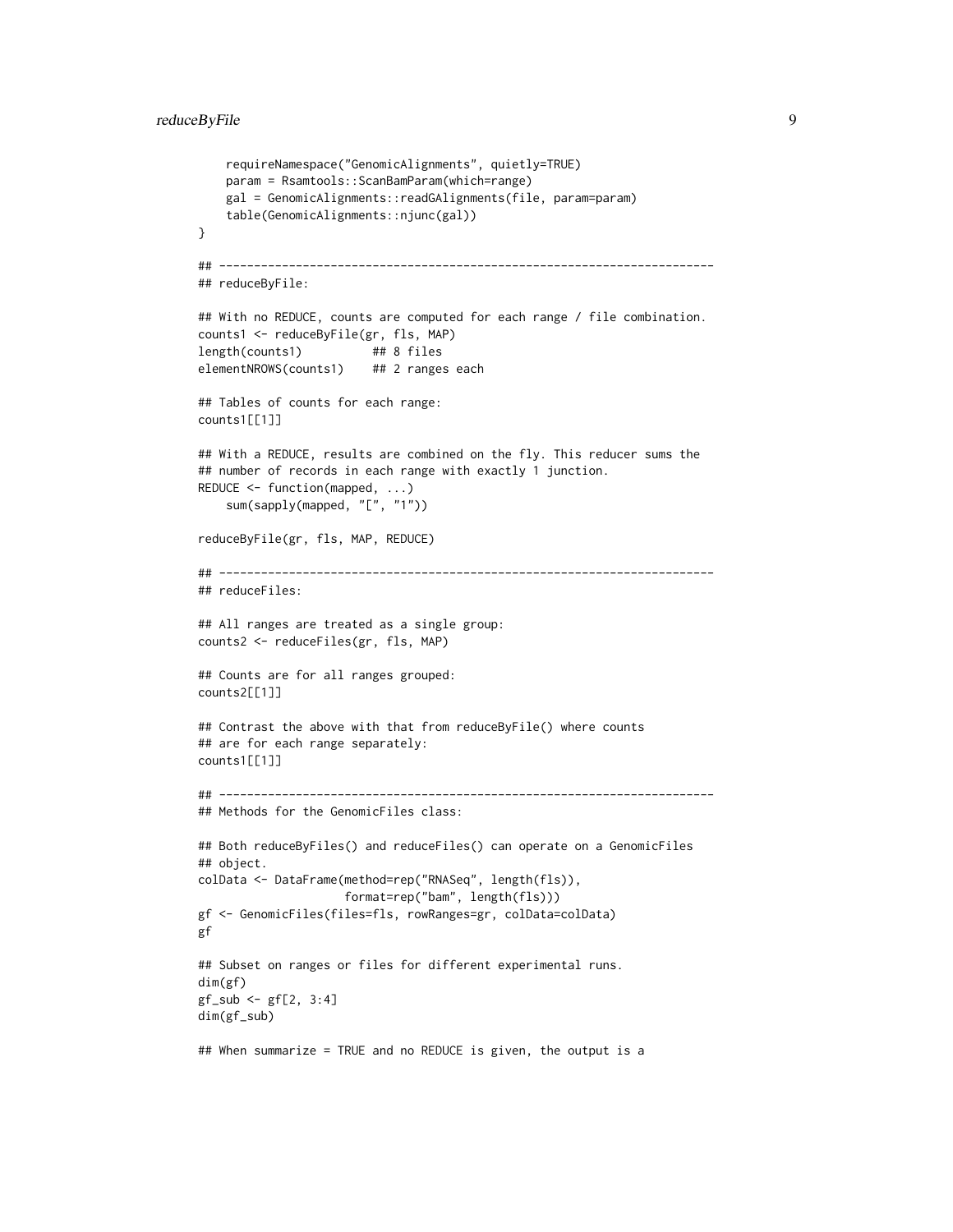```
    requireNamespace("GenomicAlignments", quietly=TRUE)
    param = Rsamtools::ScanBamParam(which=range)
    gal = GenomicAlignments::readGAlignments(file, param=param)
    table(GenomicAlignments::njunc(gal))
}

## -----------------------------------------------------------------------
## reduceByFile:

## With no REDUCE, counts are computed for each range / file combination.
counts1 <- reduceByFile(gr, fls, MAP)
length(counts1)          ## 8 files
elementNROWS(counts1)    ## 2 ranges each

## Tables of counts for each range:
counts1[[1]]

## With a REDUCE, results are combined on the fly. This reducer sums the
## number of records in each range with exactly 1 junction.
REDUCE <- function(mapped, ...)
    sum(sapply(mapped, "[", "1"))

reduceByFile(gr, fls, MAP, REDUCE)

## -----------------------------------------------------------------------
## reduceFiles:

## All ranges are treated as a single group:
counts2 <- reduceFiles(gr, fls, MAP)

## Counts are for all ranges grouped:
counts2[[1]]

## Contrast the above with that from reduceByFile() where counts
## are for each range separately:
counts1[[1]]

## -----------------------------------------------------------------------
## Methods for the GenomicFiles class:

## Both reduceByFiles() and reduceFiles() can operate on a GenomicFiles
## object.
colData <- DataFrame(method=rep("RNASeq", length(fls)),
                     format=rep("bam", length(fls)))
gf <- GenomicFiles(files=fls, rowRanges=gr, colData=colData)
gf

## Subset on ranges or files for different experimental runs.
dim(gf)
gf_sub <- gf[2, 3:4]
dim(gf_sub)

## When summarize = TRUE and no REDUCE is given, the output is a
```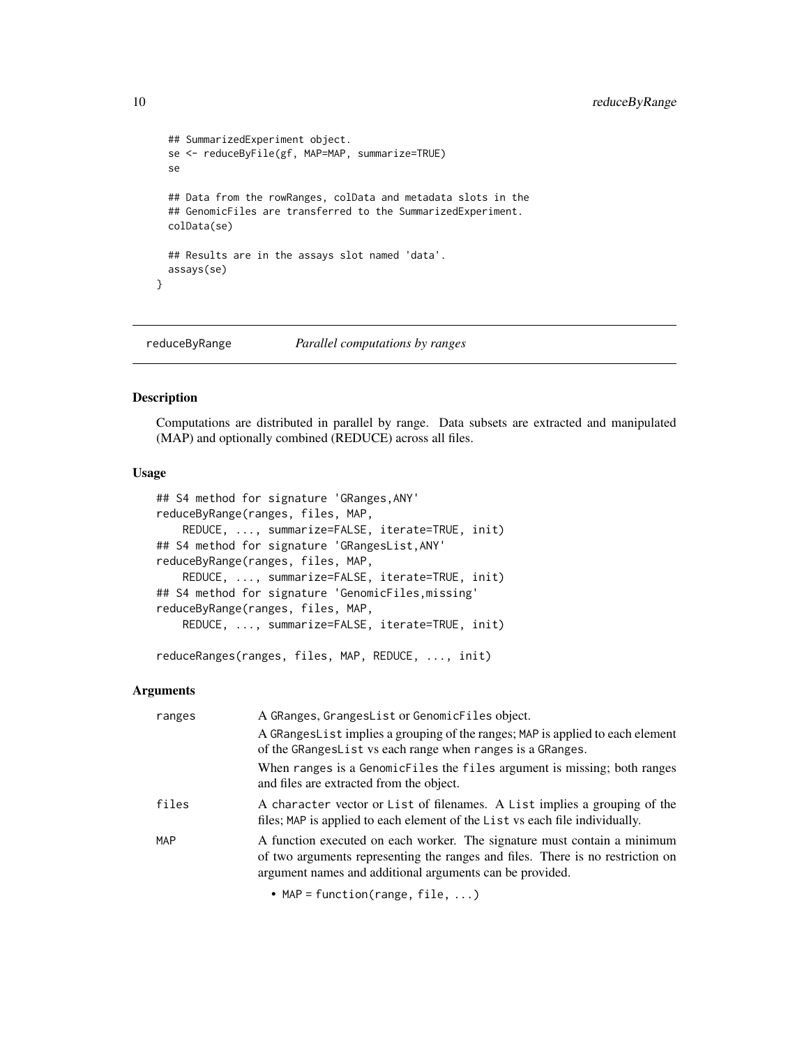```
  ## SummarizedExperiment object.
  se <- reduceByFile(gf, MAP=MAP, summarize=TRUE)
  se

  ## Data from the rowRanges, colData and metadata slots in the
  ## GenomicFiles are transferred to the SummarizedExperiment.
  colData(se)

  ## Results are in the assays slot named 'data'.
  assays(se)
}
```

---

## reduceByRange *Parallel computations by ranges*

### Description

Computations are distributed in parallel by range. Data subsets are extracted and manipulated (MAP) and optionally combined (REDUCE) across all files.

### Usage

```
## S4 method for signature 'GRanges,ANY'
reduceByRange(ranges, files, MAP,
    REDUCE, ..., summarize=FALSE, iterate=TRUE, init)
## S4 method for signature 'GRangesList,ANY'
reduceByRange(ranges, files, MAP,
    REDUCE, ..., summarize=FALSE, iterate=TRUE, init)
## S4 method for signature 'GenomicFiles,missing'
reduceByRange(ranges, files, MAP,
    REDUCE, ..., summarize=FALSE, iterate=TRUE, init)

reduceRanges(ranges, files, MAP, REDUCE, ..., init)
```

### Arguments

`ranges` A GRanges, GrangesList or GenomicFiles object.

A GRangesList implies a grouping of the ranges; MAP is applied to each element of the GRangesList vs each range when ranges is a GRanges.

When ranges is a GenomicFiles the files argument is missing; both ranges and files are extracted from the object.

`files` A character vector or List of filenames. A List implies a grouping of the files; MAP is applied to each element of the List vs each file individually.

`MAP` A function executed on each worker. The signature must contain a minimum of two arguments representing the ranges and files. There is no restriction on argument names and additional arguments can be provided.

- MAP = function(range, file, ...)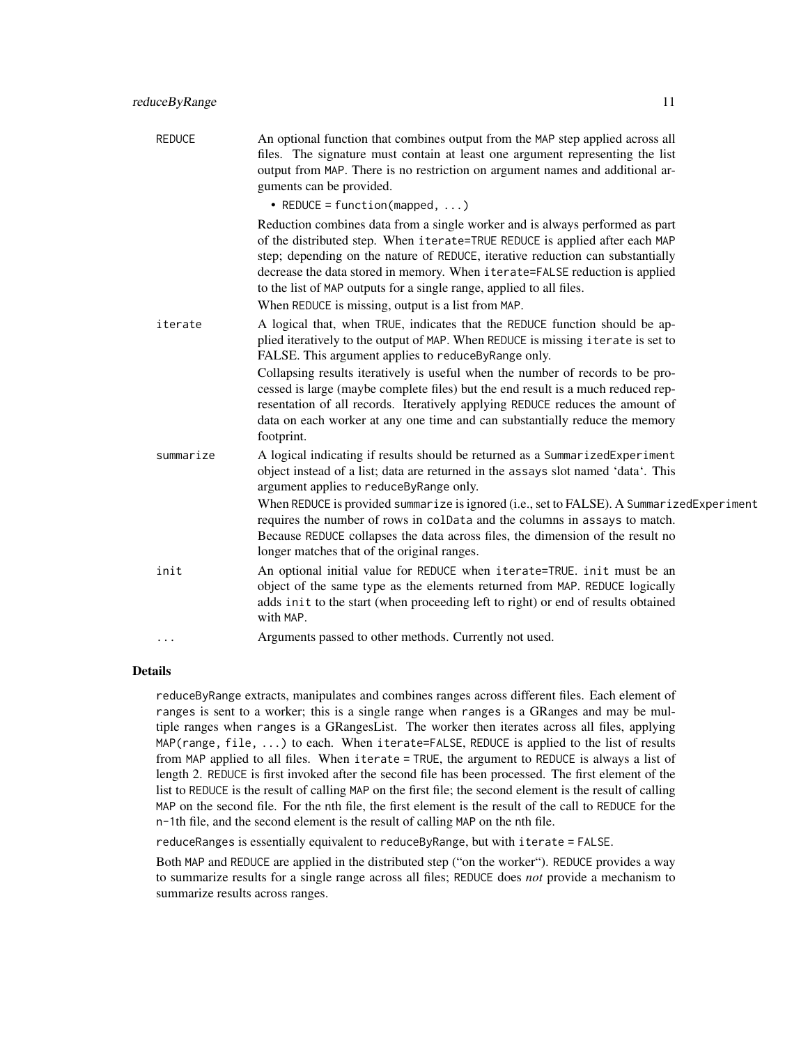REDUCE
: An optional function that combines output from the `MAP` step applied across all files. The signature must contain at least one argument representing the list output from `MAP`. There is no restriction on argument names and additional arguments can be provided.

  - `REDUCE = function(mapped, ...)`

  Reduction combines data from a single worker and is always performed as part of the distributed step. When `iterate=TRUE` `REDUCE` is applied after each `MAP` step; depending on the nature of `REDUCE`, iterative reduction can substantially decrease the data stored in memory. When `iterate=FALSE` reduction is applied to the list of `MAP` outputs for a single range, applied to all files.

  When `REDUCE` is missing, output is a list from `MAP`.

iterate
: A logical that, when `TRUE`, indicates that the `REDUCE` function should be applied iteratively to the output of `MAP`. When `REDUCE` is missing `iterate` is set to `FALSE`. This argument applies to `reduceByRange` only.

  Collapsing results iteratively is useful when the number of records to be processed is large (maybe complete files) but the end result is a much reduced representation of all records. Iteratively applying `REDUCE` reduces the amount of data on each worker at any one time and can substantially reduce the memory footprint.

summarize
: A logical indicating if results should be returned as a `SummarizedExperiment` object instead of a list; data are returned in the `assays` slot named 'data'. This argument applies to `reduceByRange` only.

  When `REDUCE` is provided `summarize` is ignored (i.e., set to FALSE). A `SummarizedExperiment` requires the number of rows in `colData` and the columns in `assays` to match. Because `REDUCE` collapses the data across files, the dimension of the result no longer matches that of the original ranges.

init
: An optional initial value for `REDUCE` when `iterate=TRUE`. `init` must be an object of the same type as the elements returned from `MAP`. `REDUCE` logically adds `init` to the start (when proceeding left to right) or end of results obtained with `MAP`.

...
: Arguments passed to other methods. Currently not used.

## Details

`reduceByRange` extracts, manipulates and combines ranges across different files. Each element of `ranges` is sent to a worker; this is a single range when `ranges` is a GRanges and may be multiple ranges when `ranges` is a GRangesList. The worker then iterates across all files, applying `MAP(range, file, ...)` to each. When `iterate=FALSE`, `REDUCE` is applied to the list of results from `MAP` applied to all files. When `iterate = TRUE`, the argument to `REDUCE` is always a list of length 2. `REDUCE` is first invoked after the second file has been processed. The first element of the list to `REDUCE` is the result of calling `MAP` on the first file; the second element is the result of calling `MAP` on the second file. For the nth file, the first element is the result of the call to `REDUCE` for the `n-1`th file, and the second element is the result of calling `MAP` on the nth file.

`reduceRanges` is essentially equivalent to `reduceByRange`, but with `iterate = FALSE`.

Both `MAP` and `REDUCE` are applied in the distributed step ("on the worker"). `REDUCE` provides a way to summarize results for a single range across all files; `REDUCE` does *not* provide a mechanism to summarize results across ranges.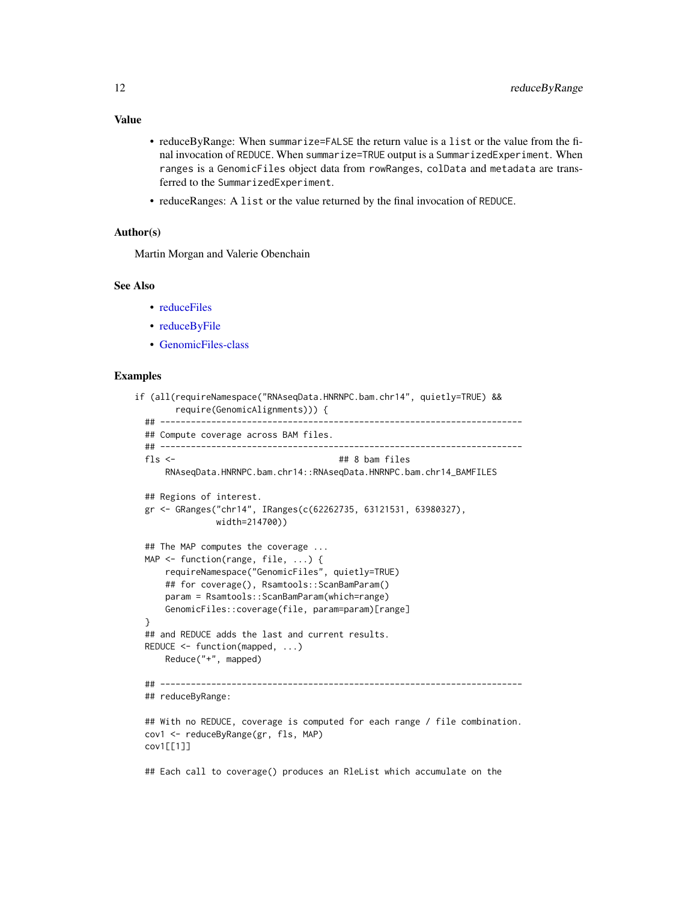### Value

- reduceByRange: When `summarize=FALSE` the return value is a `list` or the value from the final invocation of `REDUCE`. When `summarize=TRUE` output is a `SummarizedExperiment`. When `ranges` is a `GenomicFiles` object data from `rowRanges`, `colData` and `metadata` are transferred to the `SummarizedExperiment`.
- reduceRanges: A `list` or the value returned by the final invocation of `REDUCE`.

### Author(s)

Martin Morgan and Valerie Obenchain

### See Also

- reduceFiles
- reduceByFile
- GenomicFiles-class

### Examples

```
if (all(requireNamespace("RNAseqData.HNRNPC.bam.chr14", quietly=TRUE) &&
        require(GenomicAlignments))) {
  ## -----------------------------------------------------------------------
  ## Compute coverage across BAM files.
  ## -----------------------------------------------------------------------
  fls <-                                ## 8 bam files
      RNAseqData.HNRNPC.bam.chr14::RNAseqData.HNRNPC.bam.chr14_BAMFILES

  ## Regions of interest.
  gr <- GRanges("chr14", IRanges(c(62262735, 63121531, 63980327),
                width=214700))

  ## The MAP computes the coverage ...
  MAP <- function(range, file, ...) {
      requireNamespace("GenomicFiles", quietly=TRUE)
      ## for coverage(), Rsamtools::ScanBamParam()
      param = Rsamtools::ScanBamParam(which=range)
      GenomicFiles::coverage(file, param=param)[range]
  }
  ## and REDUCE adds the last and current results.
  REDUCE <- function(mapped, ...)
      Reduce("+", mapped)

  ## -----------------------------------------------------------------------
  ## reduceByRange:

  ## With no REDUCE, coverage is computed for each range / file combination.
  cov1 <- reduceByRange(gr, fls, MAP)
  cov1[[1]]

  ## Each call to coverage() produces an RleList which accumulate on the
```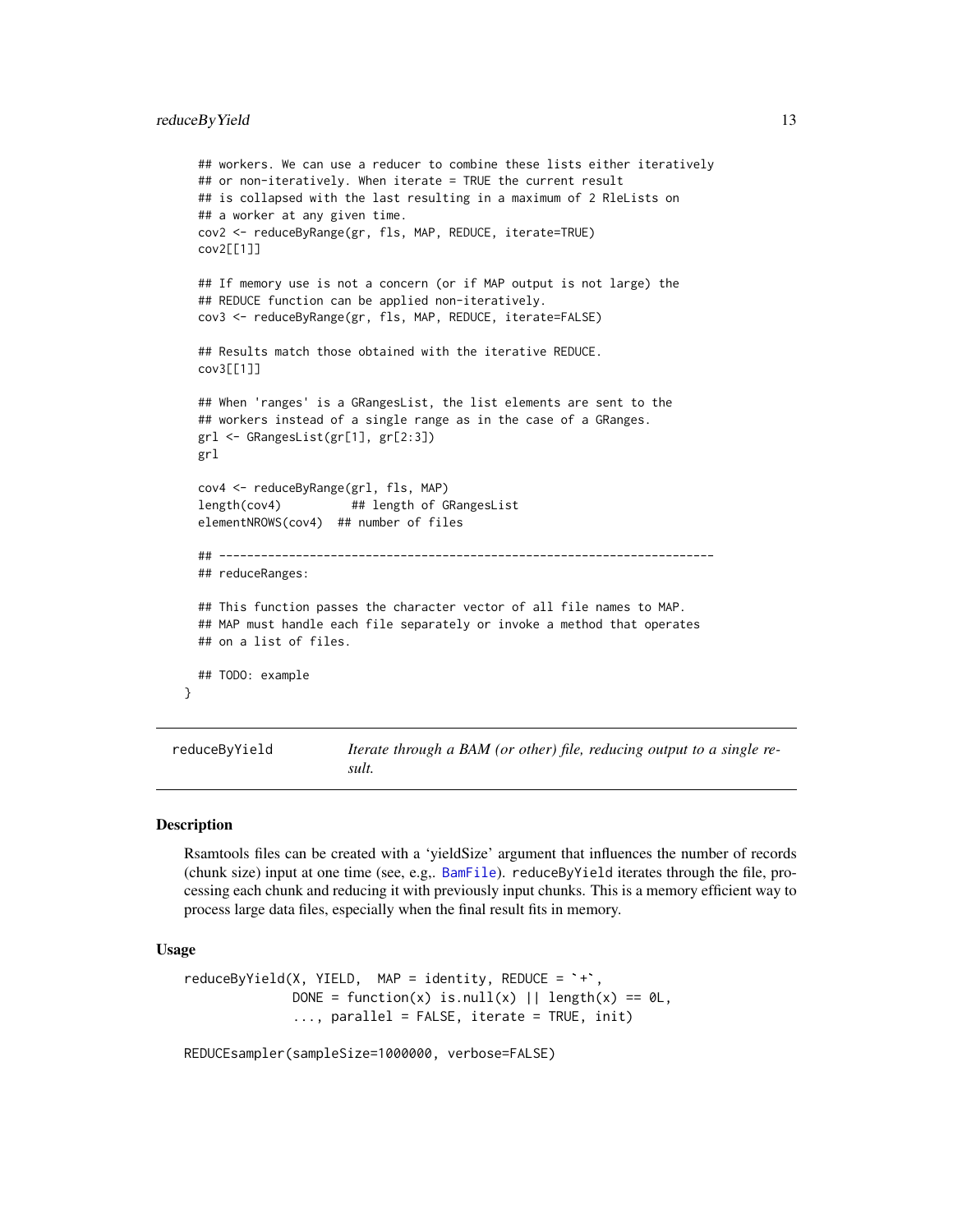```
  ## workers. We can use a reducer to combine these lists either iteratively
  ## or non-iteratively. When iterate = TRUE the current result
  ## is collapsed with the last resulting in a maximum of 2 RleLists on
  ## a worker at any given time.
  cov2 <- reduceByRange(gr, fls, MAP, REDUCE, iterate=TRUE)
  cov2[[1]]

  ## If memory use is not a concern (or if MAP output is not large) the
  ## REDUCE function can be applied non-iteratively.
  cov3 <- reduceByRange(gr, fls, MAP, REDUCE, iterate=FALSE)

  ## Results match those obtained with the iterative REDUCE.
  cov3[[1]]

  ## When 'ranges' is a GRangesList, the list elements are sent to the
  ## workers instead of a single range as in the case of a GRanges.
  grl <- GRangesList(gr[1], gr[2:3])
  grl

  cov4 <- reduceByRange(grl, fls, MAP)
  length(cov4)          ## length of GRangesList
  elementNROWS(cov4)  ## number of files

  ## -----------------------------------------------------------------------
  ## reduceRanges:

  ## This function passes the character vector of all file names to MAP.
  ## MAP must handle each file separately or invoke a method that operates
  ## on a list of files.

  ## TODO: example
}
```

## reduceByYield — *Iterate through a BAM (or other) file, reducing output to a single result.*

### Description

Rsamtools files can be created with a 'yieldSize' argument that influences the number of records (chunk size) input at one time (see, e.g,. `BamFile`). `reduceByYield` iterates through the file, processing each chunk and reducing it with previously input chunks. This is a memory efficient way to process large data files, especially when the final result fits in memory.

### Usage

```
reduceByYield(X, YIELD,  MAP = identity, REDUCE = `+`,
              DONE = function(x) is.null(x) || length(x) == 0L,
              ..., parallel = FALSE, iterate = TRUE, init)

REDUCEsampler(sampleSize=1000000, verbose=FALSE)
```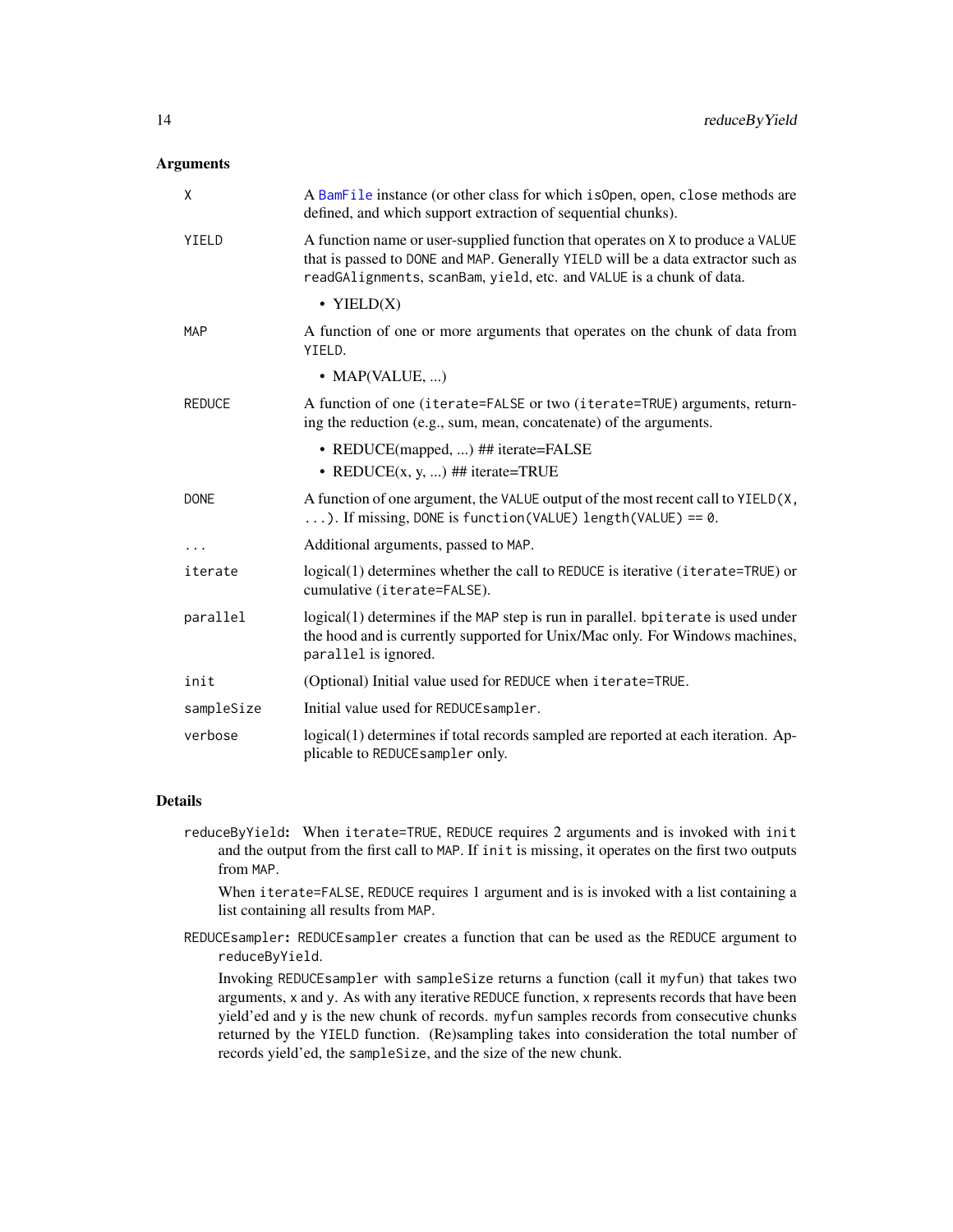## Arguments

| | |
|---|---|
| `X` | A `BamFile` instance (or other class for which `isOpen`, `open`, `close` methods are defined, and which support extraction of sequential chunks). |
| `YIELD` | A function name or user-supplied function that operates on `X` to produce a `VALUE` that is passed to `DONE` and `MAP`. Generally `YIELD` will be a data extractor such as `readGAlignments`, `scanBam`, `yield`, etc. and `VALUE` is a chunk of data. <br>• YIELD(X) |
| `MAP` | A function of one or more arguments that operates on the chunk of data from `YIELD`. <br>• MAP(VALUE, ...) |
| `REDUCE` | A function of one (`iterate=FALSE` or two (`iterate=TRUE`) arguments, returning the reduction (e.g., sum, mean, concatenate) of the arguments. <br>• REDUCE(mapped, ...) ## iterate=FALSE <br>• REDUCE(x, y, ...) ## iterate=TRUE |
| `DONE` | A function of one argument, the `VALUE` output of the most recent call to `YIELD(X, ...)`. If missing, `DONE` is `function(VALUE) length(VALUE) == 0`. |
| `...` | Additional arguments, passed to `MAP`. |
| `iterate` | logical(1) determines whether the call to `REDUCE` is iterative (`iterate=TRUE`) or cumulative (`iterate=FALSE`). |
| `parallel` | logical(1) determines if the `MAP` step is run in parallel. `bpiterate` is used under the hood and is currently supported for Unix/Mac only. For Windows machines, `parallel` is ignored. |
| `init` | (Optional) Initial value used for `REDUCE` when `iterate=TRUE`. |
| `sampleSize` | Initial value used for `REDUCEsampler`. |
| `verbose` | logical(1) determines if total records sampled are reported at each iteration. Applicable to `REDUCEsampler` only. |

## Details

**`reduceByYield`:** When `iterate=TRUE`, `REDUCE` requires 2 arguments and is invoked with `init` and the output from the first call to `MAP`. If `init` is missing, it operates on the first two outputs from `MAP`.

When `iterate=FALSE`, `REDUCE` requires 1 argument and is is invoked with a list containing a list containing all results from `MAP`.

**`REDUCEsampler`:** `REDUCEsampler` creates a function that can be used as the `REDUCE` argument to `reduceByYield`.

Invoking `REDUCEsampler` with `sampleSize` returns a function (call it `myfun`) that takes two arguments, `x` and `y`. As with any iterative `REDUCE` function, `x` represents records that have been yield'ed and `y` is the new chunk of records. `myfun` samples records from consecutive chunks returned by the `YIELD` function. (Re)sampling takes into consideration the total number of records yield'ed, the `sampleSize`, and the size of the new chunk.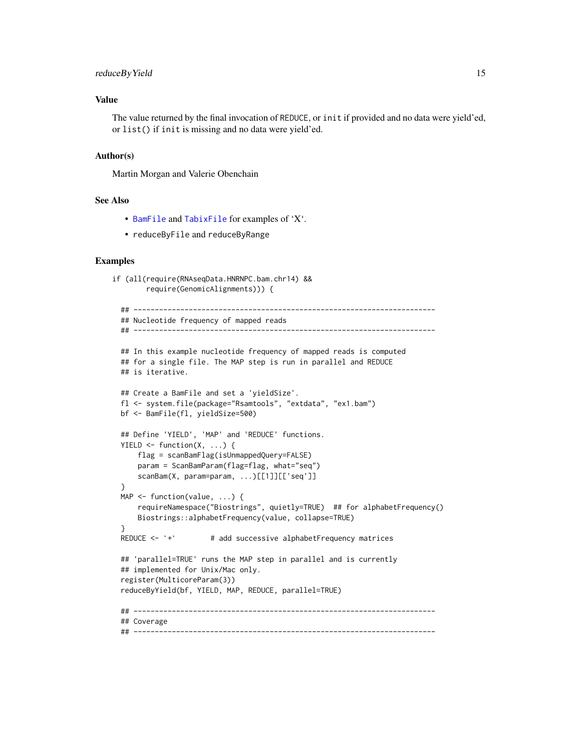## Value

The value returned by the final invocation of `REDUCE`, or `init` if provided and no data were yield'ed, or `list()` if `init` is missing and no data were yield'ed.

## Author(s)

Martin Morgan and Valerie Obenchain

## See Also

- `BamFile` and `TabixFile` for examples of 'X'.
- `reduceByFile` and `reduceByRange`

## Examples

```
if (all(require(RNAseqData.HNRNPC.bam.chr14) &&
        require(GenomicAlignments))) {

  ## -----------------------------------------------------------------------
  ## Nucleotide frequency of mapped reads
  ## -----------------------------------------------------------------------

  ## In this example nucleotide frequency of mapped reads is computed
  ## for a single file. The MAP step is run in parallel and REDUCE
  ## is iterative.

  ## Create a BamFile and set a 'yieldSize'.
  fl <- system.file(package="Rsamtools", "extdata", "ex1.bam")
  bf <- BamFile(fl, yieldSize=500)

  ## Define 'YIELD', 'MAP' and 'REDUCE' functions.
  YIELD <- function(X, ...) {
      flag = scanBamFlag(isUnmappedQuery=FALSE)
      param = ScanBamParam(flag=flag, what="seq")
      scanBam(X, param=param, ...)[[1]][['seq']]
  }
  MAP <- function(value, ...) {
      requireNamespace("Biostrings", quietly=TRUE)  ## for alphabetFrequency()
      Biostrings::alphabetFrequency(value, collapse=TRUE)
  }
  REDUCE <- `+`        # add successive alphabetFrequency matrices

  ## 'parallel=TRUE' runs the MAP step in parallel and is currently
  ## implemented for Unix/Mac only.
  register(MulticoreParam(3))
  reduceByYield(bf, YIELD, MAP, REDUCE, parallel=TRUE)

  ## -----------------------------------------------------------------------
  ## Coverage
  ## -----------------------------------------------------------------------
```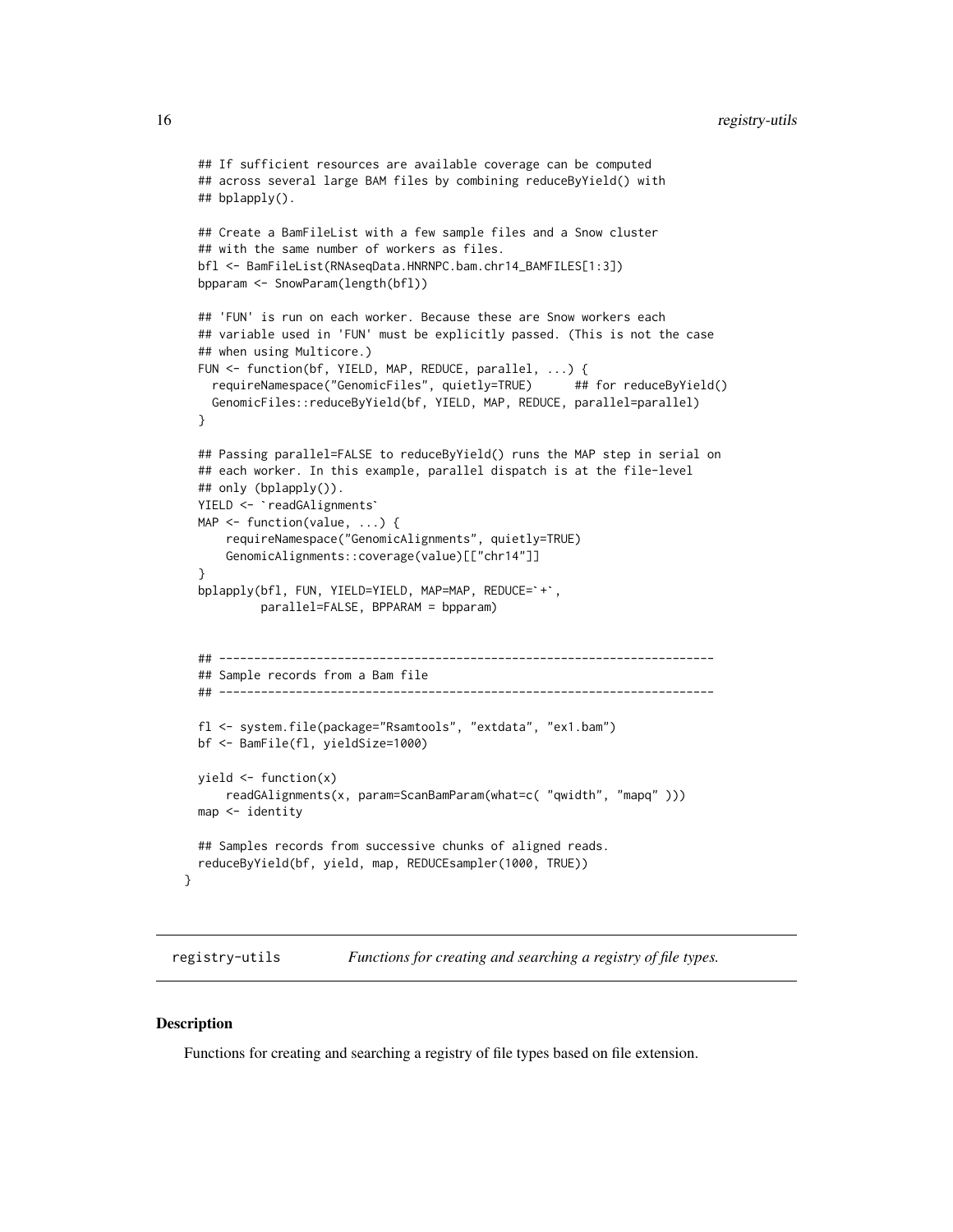```
  ## If sufficient resources are available coverage can be computed
  ## across several large BAM files by combining reduceByYield() with
  ## bplapply().

  ## Create a BamFileList with a few sample files and a Snow cluster
  ## with the same number of workers as files.
  bfl <- BamFileList(RNAseqData.HNRNPC.bam.chr14_BAMFILES[1:3])
  bpparam <- SnowParam(length(bfl))

  ## 'FUN' is run on each worker. Because these are Snow workers each
  ## variable used in 'FUN' must be explicitly passed. (This is not the case
  ## when using Multicore.)
  FUN <- function(bf, YIELD, MAP, REDUCE, parallel, ...) {
    requireNamespace("GenomicFiles", quietly=TRUE)      ## for reduceByYield()
    GenomicFiles::reduceByYield(bf, YIELD, MAP, REDUCE, parallel=parallel)
  }

  ## Passing parallel=FALSE to reduceByYield() runs the MAP step in serial on
  ## each worker. In this example, parallel dispatch is at the file-level
  ## only (bplapply()).
  YIELD <- `readGAlignments`
  MAP <- function(value, ...) {
      requireNamespace("GenomicAlignments", quietly=TRUE)
      GenomicAlignments::coverage(value)[["chr14"]]
  }
  bplapply(bfl, FUN, YIELD=YIELD, MAP=MAP, REDUCE=`+`,
           parallel=FALSE, BPPARAM = bpparam)


  ## ----------------------------------------------------------------------
  ## Sample records from a Bam file
  ## ----------------------------------------------------------------------

  fl <- system.file(package="Rsamtools", "extdata", "ex1.bam")
  bf <- BamFile(fl, yieldSize=1000)

  yield <- function(x)
      readGAlignments(x, param=ScanBamParam(what=c( "qwidth", "mapq" )))
  map <- identity

  ## Samples records from successive chunks of aligned reads.
  reduceByYield(bf, yield, map, REDUCEsampler(1000, TRUE))
}
```

---

## registry-utils — *Functions for creating and searching a registry of file types.*

---

### Description

Functions for creating and searching a registry of file types based on file extension.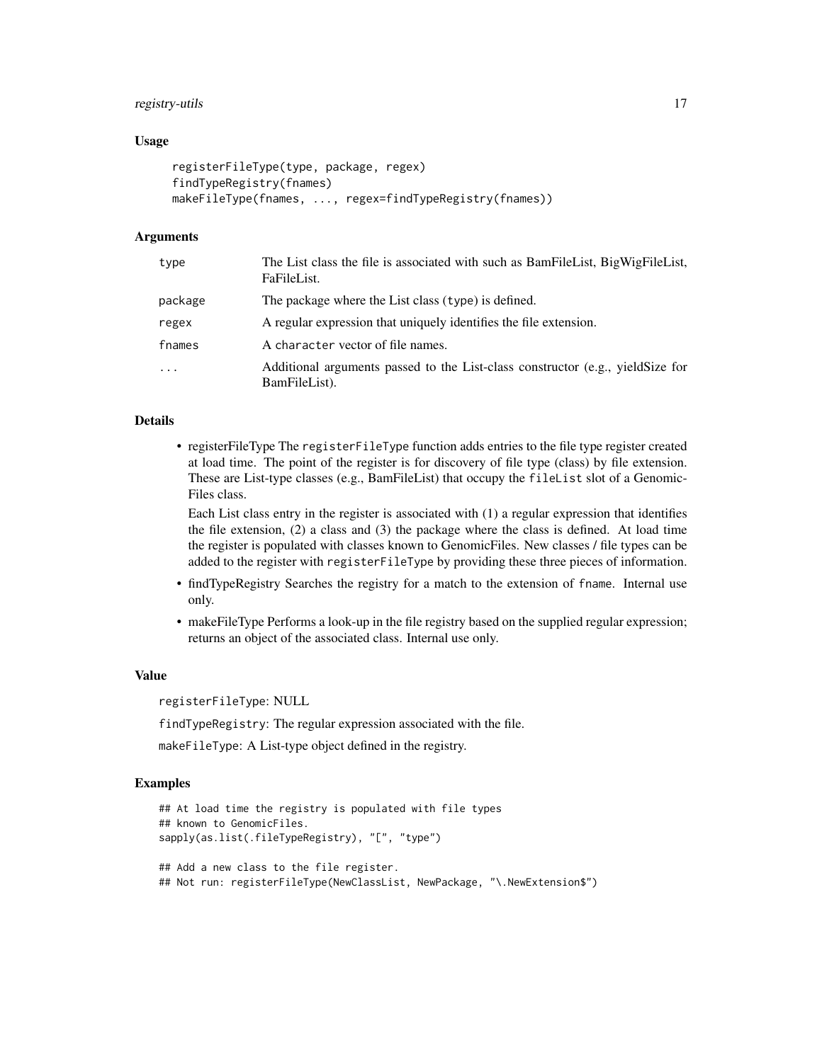### Usage

```
registerFileType(type, package, regex)
findTypeRegistry(fnames)
makeFileType(fnames, ..., regex=findTypeRegistry(fnames))
```

### Arguments

| | |
|---|---|
| type | The List class the file is associated with such as BamFileList, BigWigFileList, FaFileList. |
| package | The package where the List class (type) is defined. |
| regex | A regular expression that uniquely identifies the file extension. |
| fnames | A character vector of file names. |
| ... | Additional arguments passed to the List-class constructor (e.g., yieldSize for BamFileList). |

### Details

- registerFileType The registerFileType function adds entries to the file type register created at load time. The point of the register is for discovery of file type (class) by file extension. These are List-type classes (e.g., BamFileList) that occupy the fileList slot of a GenomicFiles class.

  Each List class entry in the register is associated with (1) a regular expression that identifies the file extension, (2) a class and (3) the package where the class is defined. At load time the register is populated with classes known to GenomicFiles. New classes / file types can be added to the register with registerFileType by providing these three pieces of information.
- findTypeRegistry Searches the registry for a match to the extension of fname. Internal use only.
- makeFileType Performs a look-up in the file registry based on the supplied regular expression; returns an object of the associated class. Internal use only.

### Value

registerFileType: NULL

findTypeRegistry: The regular expression associated with the file.

makeFileType: A List-type object defined in the registry.

### Examples

```
## At load time the registry is populated with file types
## known to GenomicFiles.
sapply(as.list(.fileTypeRegistry), "[", "type")

## Add a new class to the file register.
## Not run: registerFileType(NewClassList, NewPackage, "\.NewExtension$")
```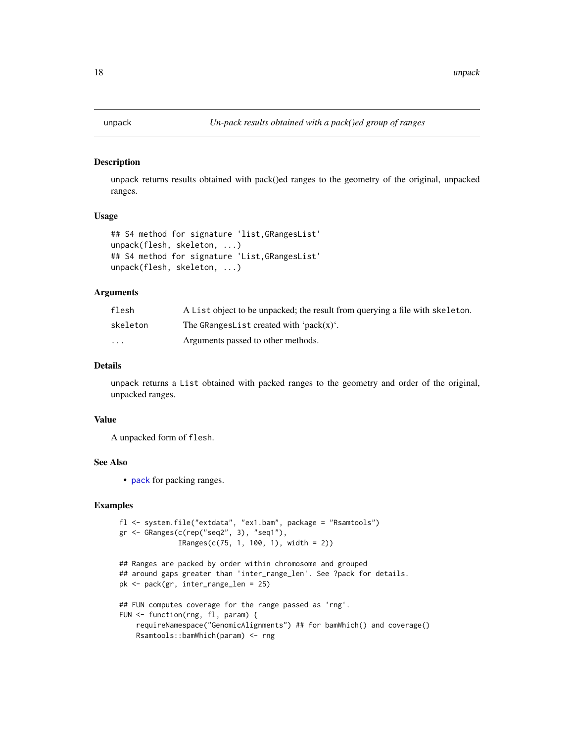# unpack — *Un-pack results obtained with a pack()ed group of ranges*

## Description

unpack returns results obtained with pack()ed ranges to the geometry of the original, unpacked ranges.

## Usage

```
## S4 method for signature 'list,GRangesList'
unpack(flesh, skeleton, ...)
## S4 method for signature 'List,GRangesList'
unpack(flesh, skeleton, ...)
```

## Arguments

| | |
|---|---|
| `flesh` | A `List` object to be unpacked; the result from querying a file with `skeleton`. |
| `skeleton` | The `GRangesList` created with 'pack(x)'. |
| `...` | Arguments passed to other methods. |

## Details

unpack returns a `List` obtained with packed ranges to the geometry and order of the original, unpacked ranges.

## Value

A unpacked form of `flesh`.

## See Also

- `pack` for packing ranges.

## Examples

```
fl <- system.file("extdata", "ex1.bam", package = "Rsamtools")
gr <- GRanges(c(rep("seq2", 3), "seq1"),
              IRanges(c(75, 1, 100, 1), width = 2))

## Ranges are packed by order within chromosome and grouped
## around gaps greater than 'inter_range_len'. See ?pack for details.
pk <- pack(gr, inter_range_len = 25)

## FUN computes coverage for the range passed as 'rng'.
FUN <- function(rng, fl, param) {
    requireNamespace("GenomicAlignments") ## for bamWhich() and coverage()
    Rsamtools::bamWhich(param) <- rng
```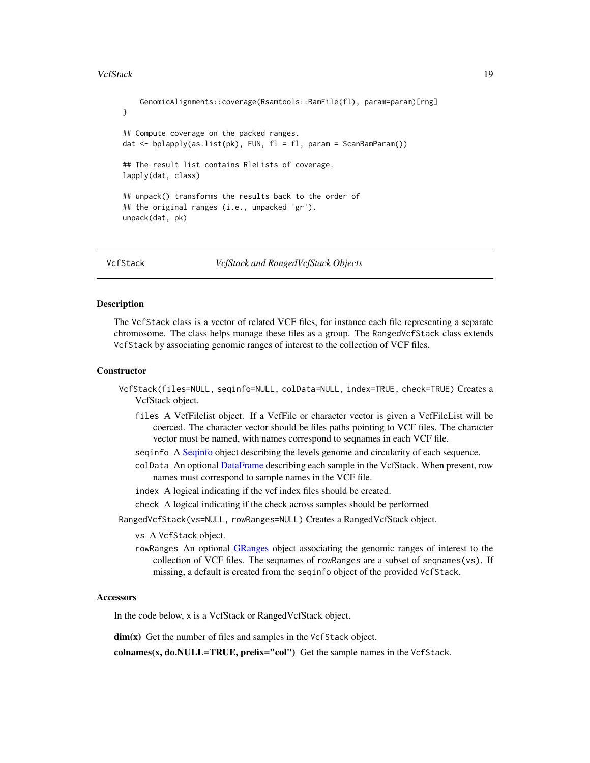```
    GenomicAlignments::coverage(Rsamtools::BamFile(fl), param=param)[rng]
}

## Compute coverage on the packed ranges.
dat <- bplapply(as.list(pk), FUN, fl = fl, param = ScanBamParam())

## The result list contains RleLists of coverage.
lapply(dat, class)

## unpack() transforms the results back to the order of
## the original ranges (i.e., unpacked 'gr').
unpack(dat, pk)
```

---

VcfStack *VcfStack and RangedVcfStack Objects*

---

### Description

The VcfStack class is a vector of related VCF files, for instance each file representing a separate chromosome. The class helps manage these files as a group. The RangedVcfStack class extends VcfStack by associating genomic ranges of interest to the collection of VCF files.

### Constructor

`VcfStack(files=NULL, seqinfo=NULL, colData=NULL, index=TRUE, check=TRUE)` Creates a VcfStack object.

- `files` A VcfFilelist object. If a VcfFile or character vector is given a VcfFileList will be coerced. The character vector should be files paths pointing to VCF files. The character vector must be named, with names correspond to seqnames in each VCF file.
- `seqinfo` A Seqinfo object describing the levels genome and circularity of each sequence.
- `colData` An optional DataFrame describing each sample in the VcfStack. When present, row names must correspond to sample names in the VCF file.
- `index` A logical indicating if the vcf index files should be created.
- `check` A logical indicating if the check across samples should be performed

`RangedVcfStack(vs=NULL, rowRanges=NULL)` Creates a RangedVcfStack object.

- `vs` A `VcfStack` object.
- `rowRanges` An optional GRanges object associating the genomic ranges of interest to the collection of VCF files. The seqnames of `rowRanges` are a subset of `seqnames(vs)`. If missing, a default is created from the `seqinfo` object of the provided `VcfStack`.

### Accessors

In the code below, `x` is a VcfStack or RangedVcfStack object.

**dim(x)** Get the number of files and samples in the `VcfStack` object.

**colnames(x, do.NULL=TRUE, prefix="col")** Get the sample names in the `VcfStack`.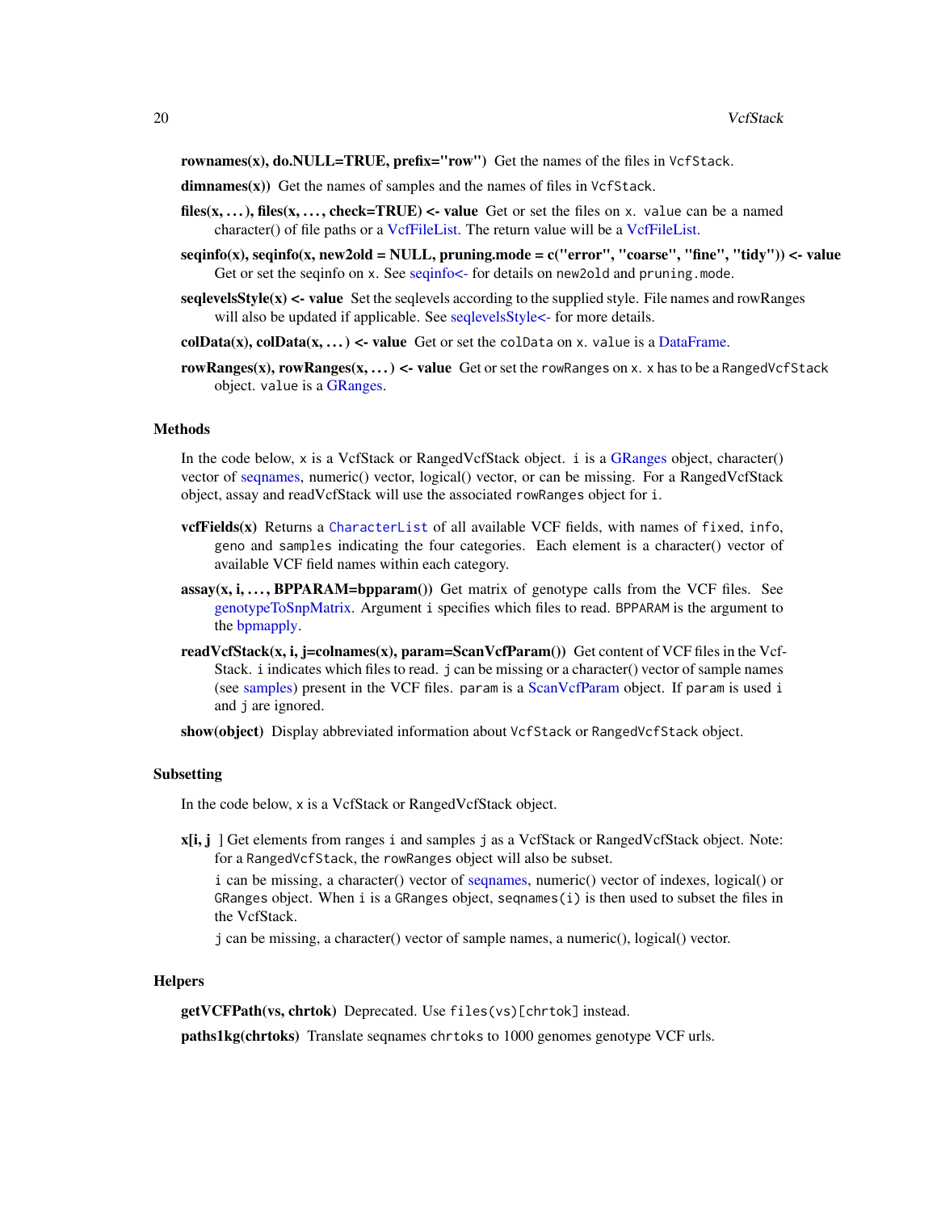**rownames(x), do.NULL=TRUE, prefix="row")** Get the names of the files in `VcfStack`.

**dimnames(x))** Get the names of samples and the names of files in `VcfStack`.

**files(x, ...), files(x, ..., check=TRUE) <- value** Get or set the files on `x`. `value` can be a named character() of file paths or a VcfFileList. The return value will be a VcfFileList.

**seqinfo(x), seqinfo(x, new2old = NULL, pruning.mode = c("error", "coarse", "fine", "tidy")) <- value** Get or set the seqinfo on `x`. See seqinfo<- for details on `new2old` and `pruning.mode`.

**seqlevelsStyle(x) <- value** Set the seqlevels according to the supplied style. File names and rowRanges will also be updated if applicable. See seqlevelsStyle<- for more details.

**colData(x), colData(x, ...) <- value** Get or set the `colData` on `x`. `value` is a DataFrame.

**rowRanges(x), rowRanges(x, ...) <- value** Get or set the `rowRanges` on `x`. `x` has to be a `RangedVcfStack` object. `value` is a GRanges.

### Methods

In the code below, `x` is a VcfStack or RangedVcfStack object. `i` is a GRanges object, character() vector of seqnames, numeric() vector, logical() vector, or can be missing. For a RangedVcfStack object, assay and readVcfStack will use the associated `rowRanges` object for `i`.

**vcfFields(x)** Returns a `CharacterList` of all available VCF fields, with names of `fixed`, `info`, `geno` and `samples` indicating the four categories. Each element is a character() vector of available VCF field names within each category.

**assay(x, i, ..., BPPARAM=bpparam())** Get matrix of genotype calls from the VCF files. See genotypeToSnpMatrix. Argument `i` specifies which files to read. `BPPARAM` is the argument to the bpmapply.

**readVcfStack(x, i, j=colnames(x), param=ScanVcfParam())** Get content of VCF files in the VcfStack. `i` indicates which files to read. `j` can be missing or a character() vector of sample names (see samples) present in the VCF files. `param` is a ScanVcfParam object. If `param` is used `i` and `j` are ignored.

**show(object)** Display abbreviated information about `VcfStack` or `RangedVcfStack` object.

### Subsetting

In the code below, `x` is a VcfStack or RangedVcfStack object.

**x[i, j ]** Get elements from ranges `i` and samples `j` as a VcfStack or RangedVcfStack object. Note: for a `RangedVcfStack`, the `rowRanges` object will also be subset.

`i` can be missing, a character() vector of seqnames, numeric() vector of indexes, logical() or `GRanges` object. When `i` is a `GRanges` object, `seqnames(i)` is then used to subset the files in the VcfStack.

`j` can be missing, a character() vector of sample names, a numeric(), logical() vector.

### Helpers

**getVCFPath(vs, chrtok)** Deprecated. Use `files(vs)[chrtok]` instead.

**paths1kg(chrtoks)** Translate seqnames `chrtoks` to 1000 genomes genotype VCF urls.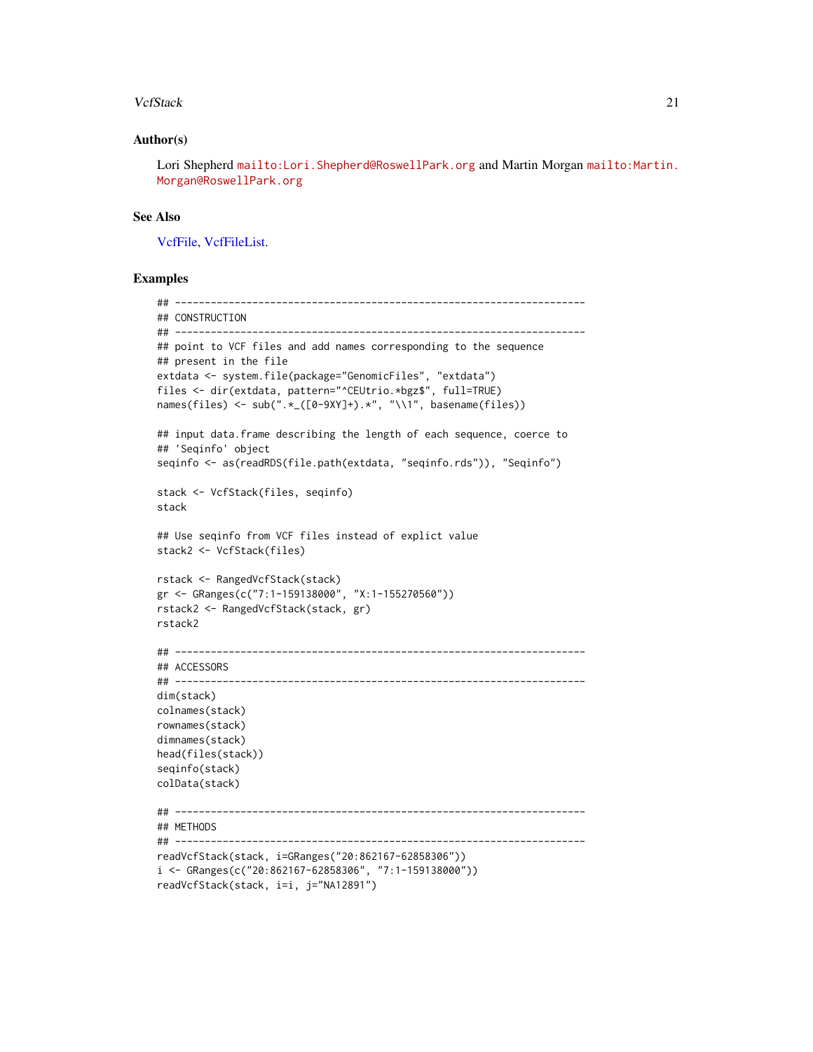## Author(s)

Lori Shepherd mailto:Lori.Shepherd@RoswellPark.org and Martin Morgan mailto:Martin.Morgan@RoswellPark.org

## See Also

VcfFile, VcfFileList.

## Examples

```
## ---------------------------------------------------------------------
## CONSTRUCTION
## ---------------------------------------------------------------------
## point to VCF files and add names corresponding to the sequence
## present in the file
extdata <- system.file(package="GenomicFiles", "extdata")
files <- dir(extdata, pattern="^CEUtrio.*bgz$", full=TRUE)
names(files) <- sub(".*_([0-9XY]+).*", "\\1", basename(files))

## input data.frame describing the length of each sequence, coerce to
## 'Seqinfo' object
seqinfo <- as(readRDS(file.path(extdata, "seqinfo.rds")), "Seqinfo")

stack <- VcfStack(files, seqinfo)
stack

## Use seqinfo from VCF files instead of explict value
stack2 <- VcfStack(files)

rstack <- RangedVcfStack(stack)
gr <- GRanges(c("7:1-159138000", "X:1-155270560"))
rstack2 <- RangedVcfStack(stack, gr)
rstack2

## ---------------------------------------------------------------------
## ACCESSORS
## ---------------------------------------------------------------------
dim(stack)
colnames(stack)
rownames(stack)
dimnames(stack)
head(files(stack))
seqinfo(stack)
colData(stack)

## ---------------------------------------------------------------------
## METHODS
## ---------------------------------------------------------------------
readVcfStack(stack, i=GRanges("20:862167-62858306"))
i <- GRanges(c("20:862167-62858306", "7:1-159138000"))
readVcfStack(stack, i=i, j="NA12891")
```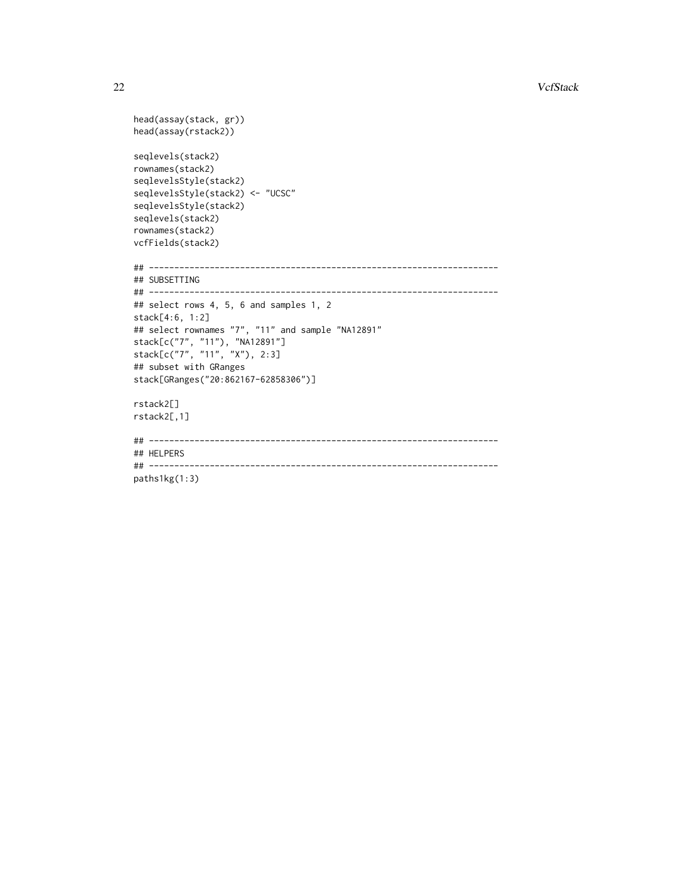```
head(assay(stack, gr))
head(assay(rstack2))

seqlevels(stack2)
rownames(stack2)
seqlevelsStyle(stack2)
seqlevelsStyle(stack2) <- "UCSC"
seqlevelsStyle(stack2)
seqlevels(stack2)
rownames(stack2)
vcfFields(stack2)

## ---------------------------------------------------------------------
## SUBSETTING
## ---------------------------------------------------------------------
## select rows 4, 5, 6 and samples 1, 2
stack[4:6, 1:2]
## select rownames "7", "11" and sample "NA12891"
stack[c("7", "11"), "NA12891"]
stack[c("7", "11", "X"), 2:3]
## subset with GRanges
stack[GRanges("20:862167-62858306")]

rstack2[]
rstack2[,1]

## ---------------------------------------------------------------------
## HELPERS
## ---------------------------------------------------------------------
paths1kg(1:3)
```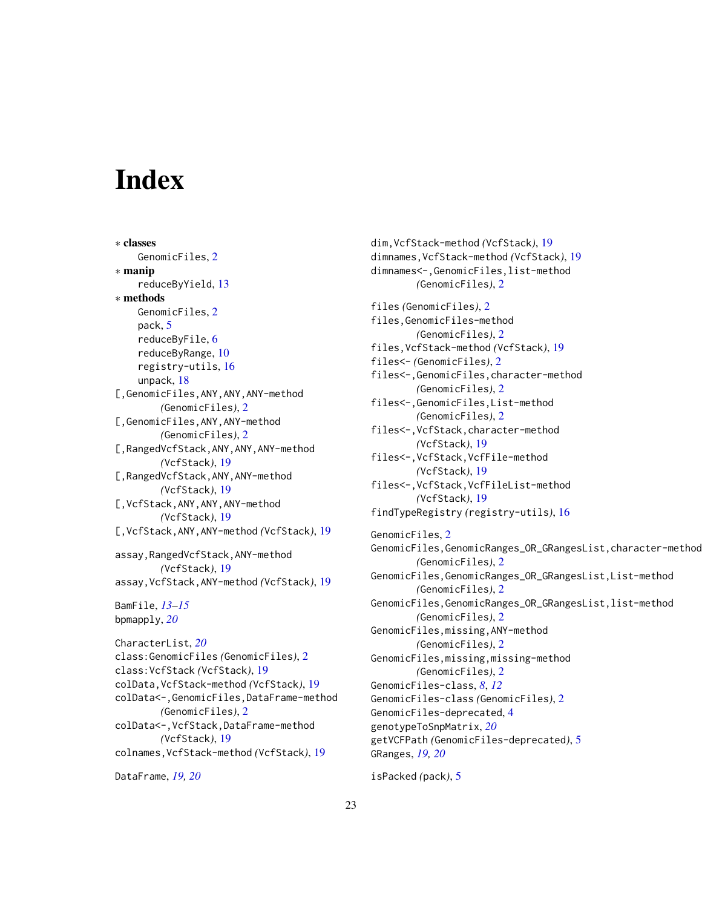# Index

∗ **classes**
  GenomicFiles, 2
∗ **manip**
  reduceByYield, 13
∗ **methods**
  GenomicFiles, 2
  pack, 5
  reduceByFile, 6
  reduceByRange, 10
  registry-utils, 16
  unpack, 18

[,GenomicFiles,ANY,ANY,ANY-method *(GenomicFiles)*, 2
[,GenomicFiles,ANY,ANY-method *(GenomicFiles)*, 2
[,RangedVcfStack,ANY,ANY,ANY-method *(VcfStack)*, 19
[,RangedVcfStack,ANY,ANY-method *(VcfStack)*, 19
[,VcfStack,ANY,ANY,ANY-method *(VcfStack)*, 19
[,VcfStack,ANY,ANY-method *(VcfStack)*, 19

assay,RangedVcfStack,ANY-method *(VcfStack)*, 19
assay,VcfStack,ANY-method *(VcfStack)*, 19

BamFile, *13–15*
bpmapply, *20*

CharacterList, *20*
class:GenomicFiles *(GenomicFiles)*, 2
class:VcfStack *(VcfStack)*, 19
colData,VcfStack-method *(VcfStack)*, 19
colData<-,GenomicFiles,DataFrame-method *(GenomicFiles)*, 2
colData<-,VcfStack,DataFrame-method *(VcfStack)*, 19
colnames,VcfStack-method *(VcfStack)*, 19

DataFrame, *19, 20*
dim,VcfStack-method *(VcfStack)*, 19
dimnames,VcfStack-method *(VcfStack)*, 19
dimnames<-,GenomicFiles,list-method *(GenomicFiles)*, 2

files *(GenomicFiles)*, 2
files,GenomicFiles-method *(GenomicFiles)*, 2
files,VcfStack-method *(VcfStack)*, 19
files<- *(GenomicFiles)*, 2
files<-,GenomicFiles,character-method *(GenomicFiles)*, 2
files<-,GenomicFiles,List-method *(GenomicFiles)*, 2
files<-,VcfStack,character-method *(VcfStack)*, 19
files<-,VcfStack,VcfFile-method *(VcfStack)*, 19
files<-,VcfStack,VcfFileList-method *(VcfStack)*, 19
findTypeRegistry *(registry-utils)*, 16

GenomicFiles, 2
GenomicFiles,GenomicRanges_OR_GRangesList,character-method *(GenomicFiles)*, 2
GenomicFiles,GenomicRanges_OR_GRangesList,List-method *(GenomicFiles)*, 2
GenomicFiles,GenomicRanges_OR_GRangesList,list-method *(GenomicFiles)*, 2
GenomicFiles,missing,ANY-method *(GenomicFiles)*, 2
GenomicFiles,missing,missing-method *(GenomicFiles)*, 2
GenomicFiles-class, *8*, *12*
GenomicFiles-class *(GenomicFiles)*, 2
GenomicFiles-deprecated, 4
genotypeToSnpMatrix, *20*
getVCFPath *(GenomicFiles-deprecated)*, 5
GRanges, *19, 20*

isPacked *(pack)*, 5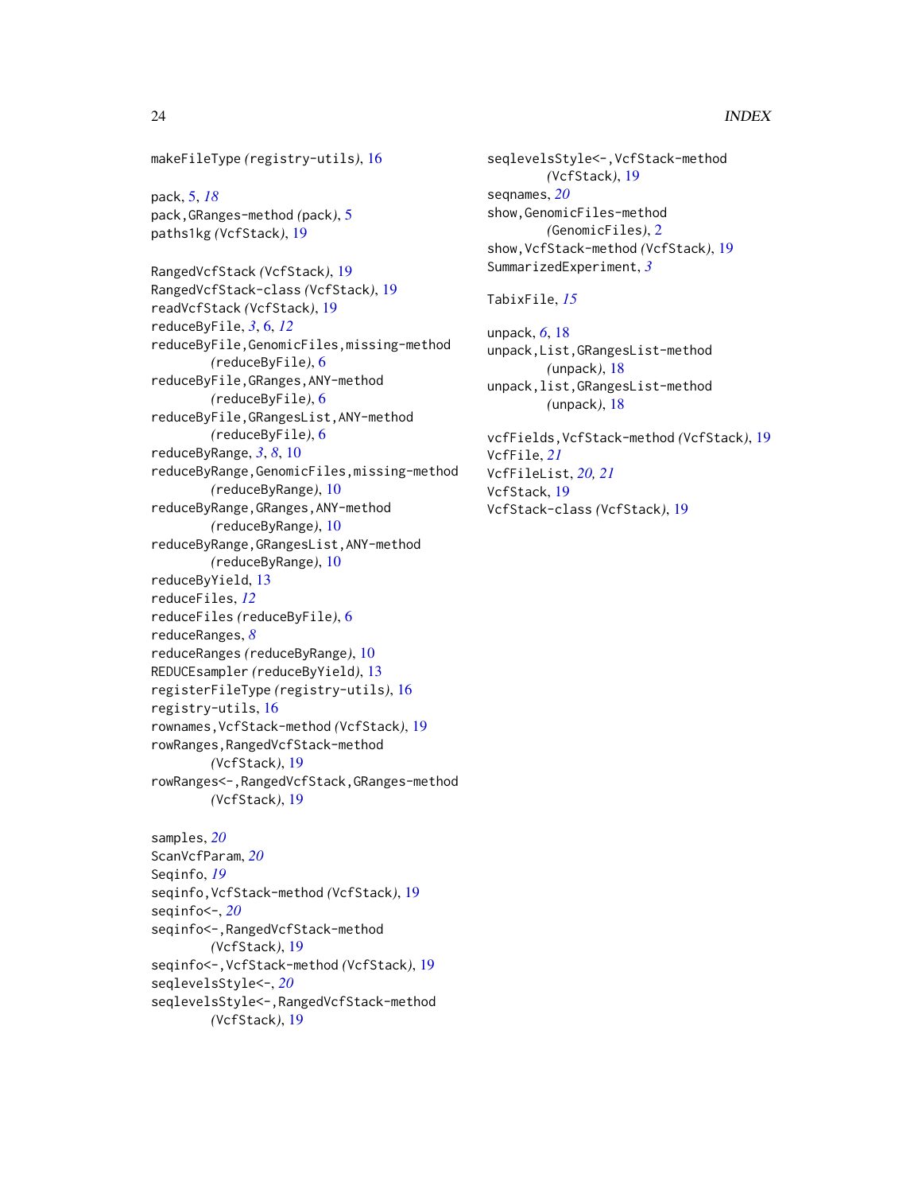makeFileType *(registry-utils)*, 16

pack, 5, *18*
pack,GRanges-method *(pack)*, 5
paths1kg *(VcfStack)*, 19

RangedVcfStack *(VcfStack)*, 19
RangedVcfStack-class *(VcfStack)*, 19
readVcfStack *(VcfStack)*, 19
reduceByFile, *3*, 6, *12*
reduceByFile,GenomicFiles,missing-method *(reduceByFile)*, 6
reduceByFile,GRanges,ANY-method *(reduceByFile)*, 6
reduceByFile,GRangesList,ANY-method *(reduceByFile)*, 6
reduceByRange, *3*, *8*, 10
reduceByRange,GenomicFiles,missing-method *(reduceByRange)*, 10
reduceByRange,GRanges,ANY-method *(reduceByRange)*, 10
reduceByRange,GRangesList,ANY-method *(reduceByRange)*, 10
reduceByYield, 13
reduceFiles, *12*
reduceFiles *(reduceByFile)*, 6
reduceRanges, *8*
reduceRanges *(reduceByRange)*, 10
REDUCEsampler *(reduceByYield)*, 13
registerFileType *(registry-utils)*, 16
registry-utils, 16
rownames,VcfStack-method *(VcfStack)*, 19
rowRanges,RangedVcfStack-method *(VcfStack)*, 19
rowRanges<-,RangedVcfStack,GRanges-method *(VcfStack)*, 19

samples, *20*
ScanVcfParam, *20*
Seqinfo, *19*
seqinfo,VcfStack-method *(VcfStack)*, 19
seqinfo<-, *20*
seqinfo<-,RangedVcfStack-method *(VcfStack)*, 19
seqinfo<-,VcfStack-method *(VcfStack)*, 19
seqlevelsStyle<-, *20*
seqlevelsStyle<-,RangedVcfStack-method *(VcfStack)*, 19
seqlevelsStyle<-,VcfStack-method *(VcfStack)*, 19
seqnames, *20*
show,GenomicFiles-method *(GenomicFiles)*, 2
show,VcfStack-method *(VcfStack)*, 19
SummarizedExperiment, *3*

TabixFile, *15*

unpack, *6*, 18
unpack,List,GRangesList-method *(unpack)*, 18
unpack,list,GRangesList-method *(unpack)*, 18

vcfFields,VcfStack-method *(VcfStack)*, 19
VcfFile, *21*
VcfFileList, *20, 21*
VcfStack, 19
VcfStack-class *(VcfStack)*, 19